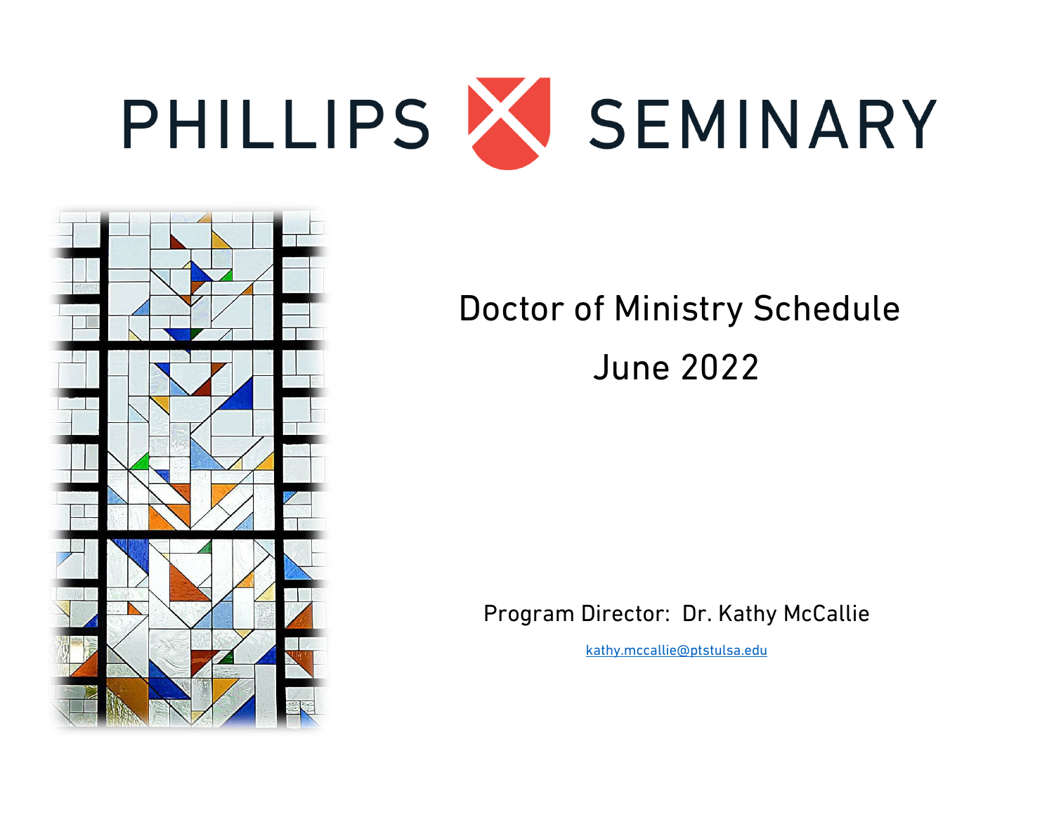# PHILLIPS SEMINARY

## Doctor of Ministry Schedule

## June 2022

Program Director: Dr. Kathy McCallie

kathy.mccallie@ptstulsa.edu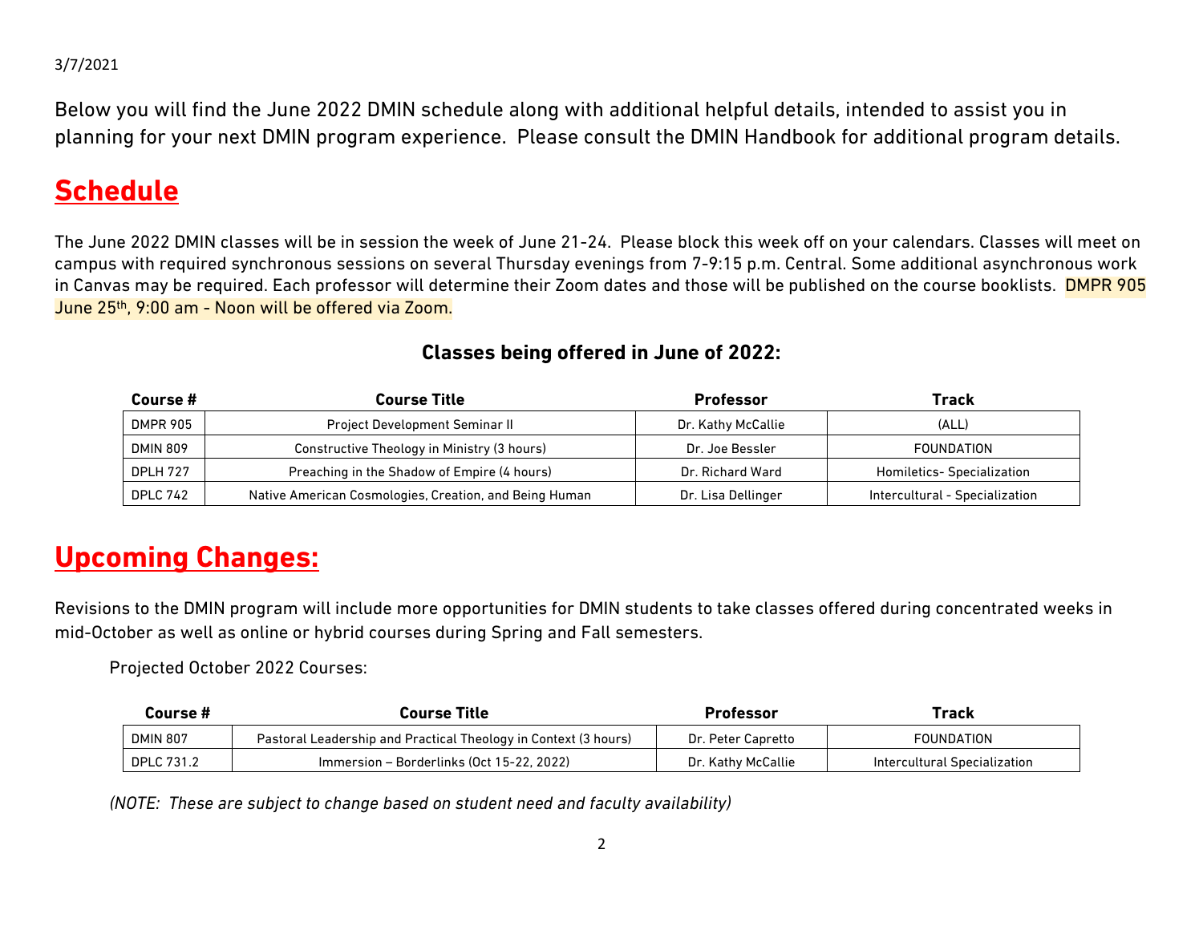3/7/2021

Below you will find the June 2022 DMIN schedule along with additional helpful details, intended to assist you in planning for your next DMIN program experience. Please consult the DMIN Handbook for additional program details.

# Schedule

The June 2022 DMIN classes will be in session the week of June 21-24. Please block this week off on your calendars. Classes will meet on campus with required synchronous sessions on several Thursday evenings from 7-9:15 p.m. Central. Some additional asynchronous work in Canvas may be required. Each professor will determine their Zoom dates and those will be published on the course booklists. DMPR 905 June 25th, 9:00 am - Noon will be offered via Zoom.

### Classes being offered in June of 2022:

| Course # | Course Title | Professor | Track |
|---|---|---|---|
| DMPR 905 | Project Development Seminar II | Dr. Kathy McCallie | (ALL) |
| DMIN 809 | Constructive Theology in Ministry (3 hours) | Dr. Joe Bessler | FOUNDATION |
| DPLH 727 | Preaching in the Shadow of Empire (4 hours) | Dr. Richard Ward | Homiletics- Specialization |
| DPLC 742 | Native American Cosmologies, Creation, and Being Human | Dr. Lisa Dellinger | Intercultural - Specialization |

# Upcoming Changes:

Revisions to the DMIN program will include more opportunities for DMIN students to take classes offered during concentrated weeks in mid-October as well as online or hybrid courses during Spring and Fall semesters.

Projected October 2022 Courses:

| Course # | Course Title | Professor | Track |
|---|---|---|---|
| DMIN 807 | Pastoral Leadership and Practical Theology in Context (3 hours) | Dr. Peter Capretto | FOUNDATION |
| DPLC 731.2 | Immersion – Borderlinks (Oct 15-22, 2022) | Dr. Kathy McCallie | Intercultural Specialization |

*(NOTE: These are subject to change based on student need and faculty availability)*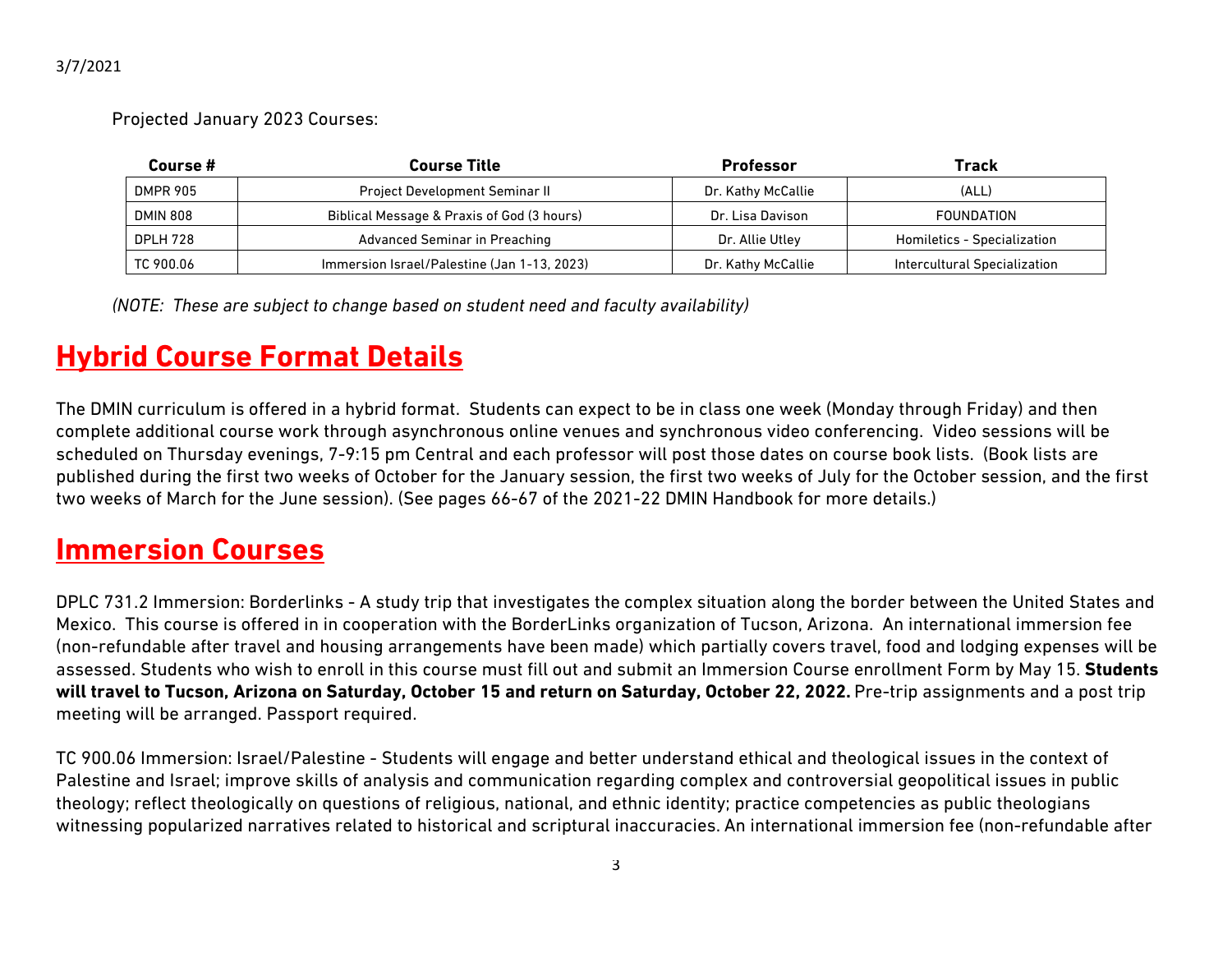3/7/2021

Projected January 2023 Courses:

| Course # | Course Title | Professor | Track |
| --- | --- | --- | --- |
| DMPR 905 | Project Development Seminar II | Dr. Kathy McCallie | (ALL) |
| DMIN 808 | Biblical Message & Praxis of God (3 hours) | Dr. Lisa Davison | FOUNDATION |
| DPLH 728 | Advanced Seminar in Preaching | Dr. Allie Utley | Homiletics - Specialization |
| TC 900.06 | Immersion Israel/Palestine (Jan 1-13, 2023) | Dr. Kathy McCallie | Intercultural Specialization |

*(NOTE: These are subject to change based on student need and faculty availability)*

# Hybrid Course Format Details

The DMIN curriculum is offered in a hybrid format. Students can expect to be in class one week (Monday through Friday) and then complete additional course work through asynchronous online venues and synchronous video conferencing. Video sessions will be scheduled on Thursday evenings, 7-9:15 pm Central and each professor will post those dates on course book lists. (Book lists are published during the first two weeks of October for the January session, the first two weeks of July for the October session, and the first two weeks of March for the June session). (See pages 66-67 of the 2021-22 DMIN Handbook for more details.)

# Immersion Courses

DPLC 731.2 Immersion: Borderlinks - A study trip that investigates the complex situation along the border between the United States and Mexico. This course is offered in in cooperation with the BorderLinks organization of Tucson, Arizona. An international immersion fee (non-refundable after travel and housing arrangements have been made) which partially covers travel, food and lodging expenses will be assessed. Students who wish to enroll in this course must fill out and submit an Immersion Course enrollment Form by May 15. **Students will travel to Tucson, Arizona on Saturday, October 15 and return on Saturday, October 22, 2022.** Pre-trip assignments and a post trip meeting will be arranged. Passport required.

TC 900.06 Immersion: Israel/Palestine - Students will engage and better understand ethical and theological issues in the context of Palestine and Israel; improve skills of analysis and communication regarding complex and controversial geopolitical issues in public theology; reflect theologically on questions of religious, national, and ethnic identity; practice competencies as public theologians witnessing popularized narratives related to historical and scriptural inaccuracies. An international immersion fee (non-refundable after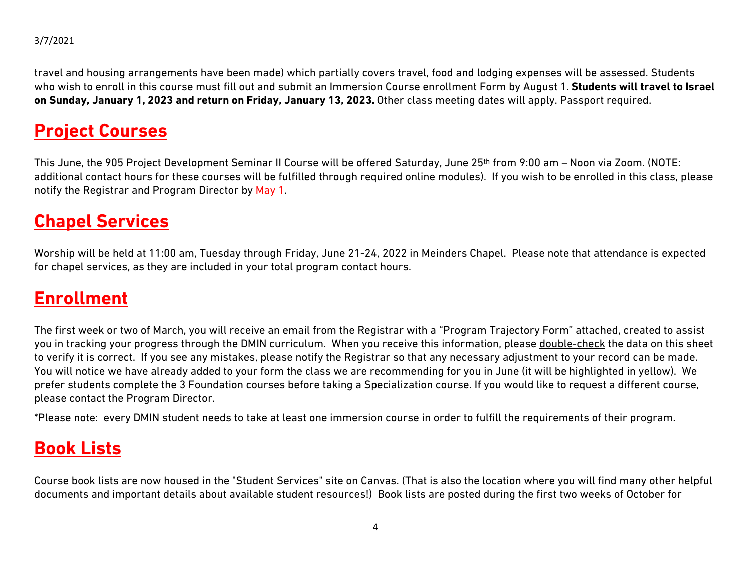travel and housing arrangements have been made) which partially covers travel, food and lodging expenses will be assessed. Students who wish to enroll in this course must fill out and submit an Immersion Course enrollment Form by August 1. **Students will travel to Israel on Sunday, January 1, 2023 and return on Friday, January 13, 2023.** Other class meeting dates will apply. Passport required.

## Project Courses

This June, the 905 Project Development Seminar II Course will be offered Saturday, June 25th from 9:00 am – Noon via Zoom. (NOTE: additional contact hours for these courses will be fulfilled through required online modules). If you wish to be enrolled in this class, please notify the Registrar and Program Director by May 1.

## Chapel Services

Worship will be held at 11:00 am, Tuesday through Friday, June 21-24, 2022 in Meinders Chapel. Please note that attendance is expected for chapel services, as they are included in your total program contact hours.

## Enrollment

The first week or two of March, you will receive an email from the Registrar with a "Program Trajectory Form" attached, created to assist you in tracking your progress through the DMIN curriculum. When you receive this information, please double-check the data on this sheet to verify it is correct. If you see any mistakes, please notify the Registrar so that any necessary adjustment to your record can be made. You will notice we have already added to your form the class we are recommending for you in June (it will be highlighted in yellow). We prefer students complete the 3 Foundation courses before taking a Specialization course. If you would like to request a different course, please contact the Program Director.

*Please note: every DMIN student needs to take at least one immersion course in order to fulfill the requirements of their program.

## Book Lists

Course book lists are now housed in the "Student Services" site on Canvas. (That is also the location where you will find many other helpful documents and important details about available student resources!) Book lists are posted during the first two weeks of October for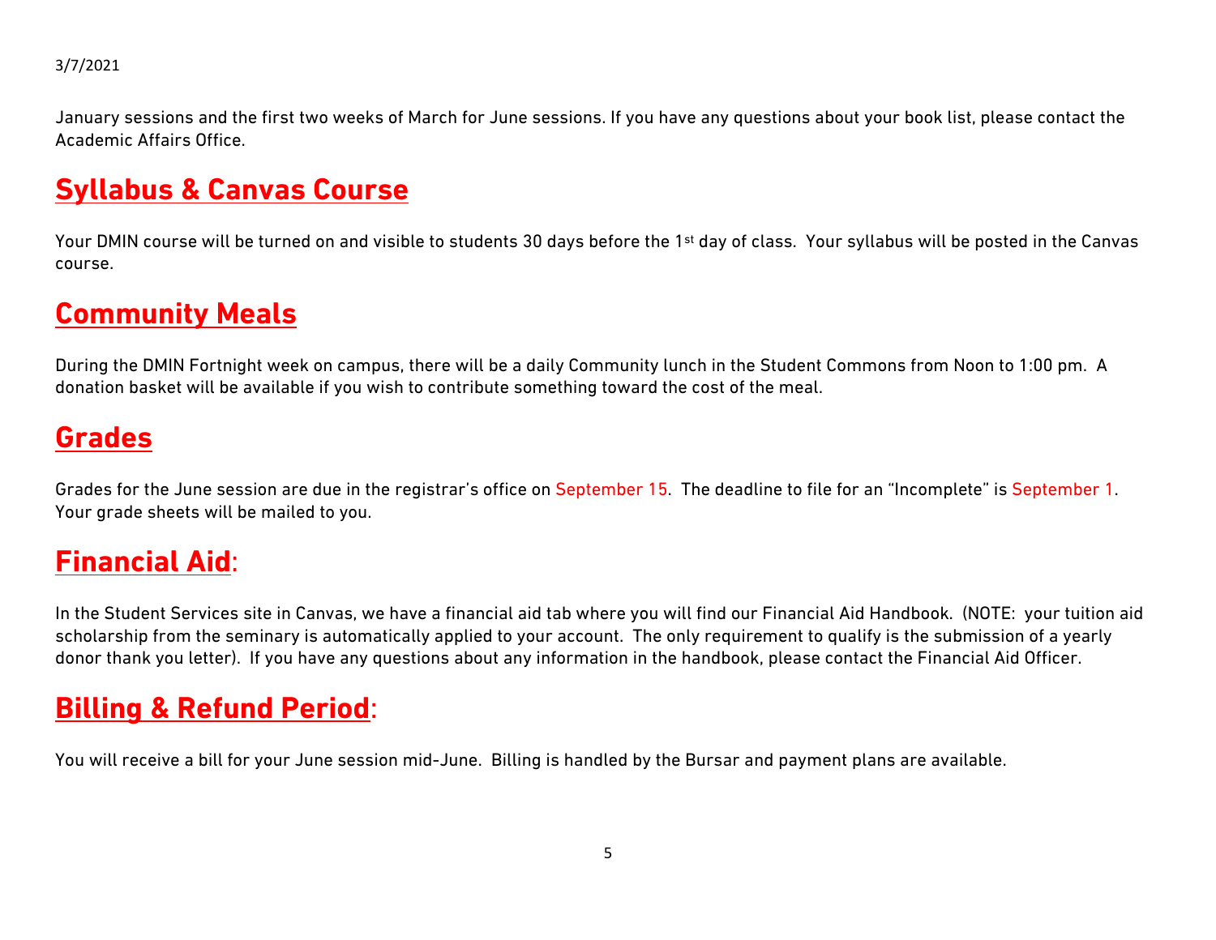January sessions and the first two weeks of March for June sessions. If you have any questions about your book list, please contact the Academic Affairs Office.

## Syllabus & Canvas Course

Your DMIN course will be turned on and visible to students 30 days before the 1st day of class. Your syllabus will be posted in the Canvas course.

## Community Meals

During the DMIN Fortnight week on campus, there will be a daily Community lunch in the Student Commons from Noon to 1:00 pm. A donation basket will be available if you wish to contribute something toward the cost of the meal.

## Grades

Grades for the June session are due in the registrar's office on September 15. The deadline to file for an "Incomplete" is September 1. Your grade sheets will be mailed to you.

## Financial Aid:

In the Student Services site in Canvas, we have a financial aid tab where you will find our Financial Aid Handbook. (NOTE: your tuition aid scholarship from the seminary is automatically applied to your account. The only requirement to qualify is the submission of a yearly donor thank you letter). If you have any questions about any information in the handbook, please contact the Financial Aid Officer.

## Billing & Refund Period:

You will receive a bill for your June session mid-June. Billing is handled by the Bursar and payment plans are available.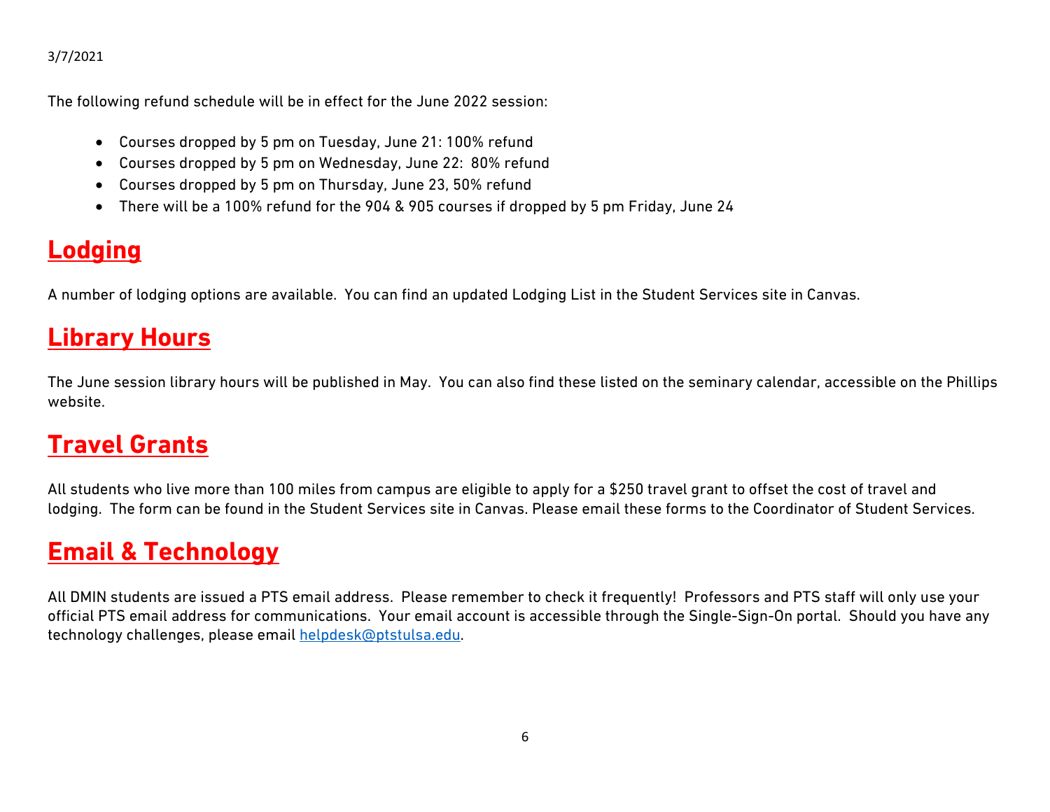3/7/2021

The following refund schedule will be in effect for the June 2022 session:

- Courses dropped by 5 pm on Tuesday, June 21: 100% refund
- Courses dropped by 5 pm on Wednesday, June 22:  80% refund
- Courses dropped by 5 pm on Thursday, June 23, 50% refund
- There will be a 100% refund for the 904 & 905 courses if dropped by 5 pm Friday, June 24

## Lodging

A number of lodging options are available.  You can find an updated Lodging List in the Student Services site in Canvas.

## Library Hours

The June session library hours will be published in May.  You can also find these listed on the seminary calendar, accessible on the Phillips website.

## Travel Grants

All students who live more than 100 miles from campus are eligible to apply for a $250 travel grant to offset the cost of travel and lodging.  The form can be found in the Student Services site in Canvas. Please email these forms to the Coordinator of Student Services.

## Email & Technology

All DMIN students are issued a PTS email address.  Please remember to check it frequently!  Professors and PTS staff will only use your official PTS email address for communications.  Your email account is accessible through the Single-Sign-On portal.  Should you have any technology challenges, please email helpdesk@ptstulsa.edu.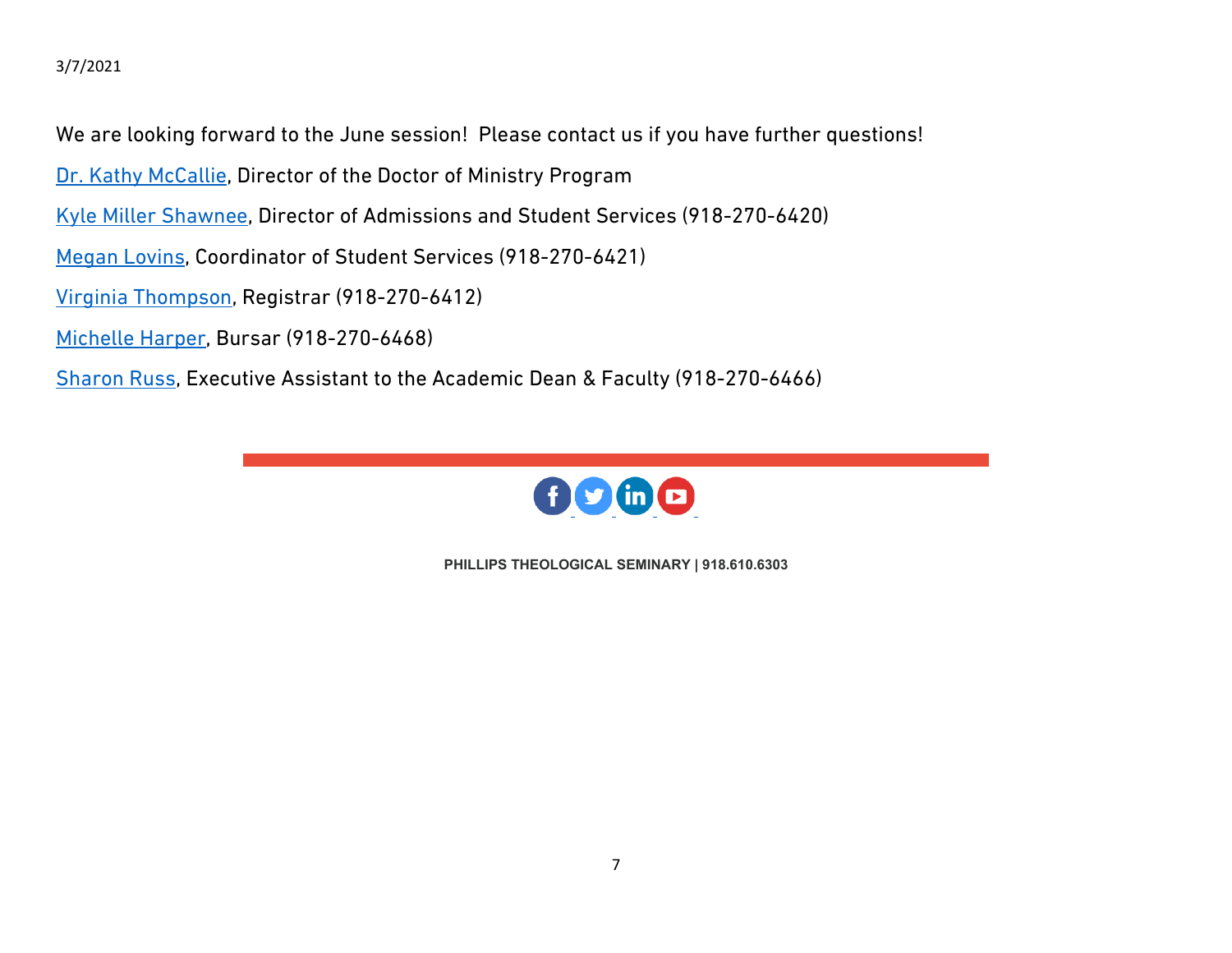We are looking forward to the June session! Please contact us if you have further questions!

Dr. Kathy McCallie, Director of the Doctor of Ministry Program

Kyle Miller Shawnee, Director of Admissions and Student Services (918-270-6420)

Megan Lovins, Coordinator of Student Services (918-270-6421)

Virginia Thompson, Registrar (918-270-6412)

Michelle Harper, Bursar (918-270-6468)

Sharon Russ, Executive Assistant to the Academic Dean & Faculty (918-270-6466)

**PHILLIPS THEOLOGICAL SEMINARY | 918.610.6303**